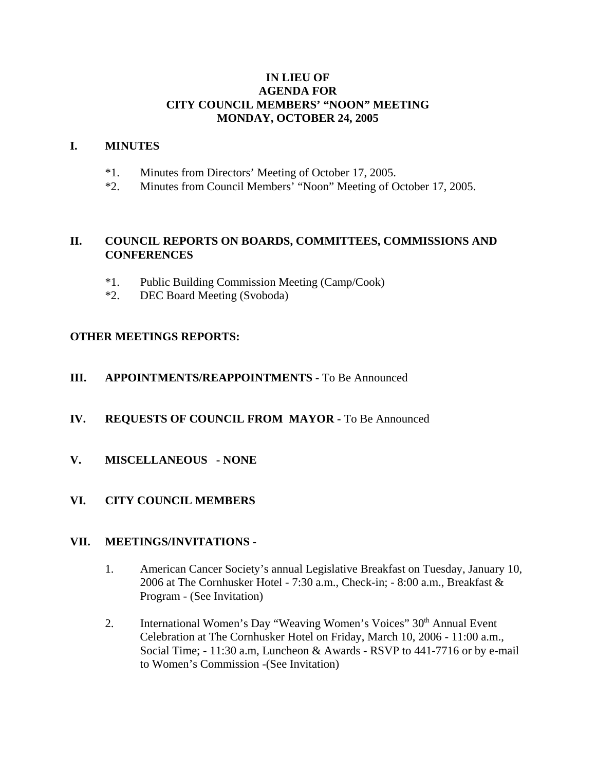# IN LIEU OF
# AGENDA FOR
# CITY COUNCIL MEMBERS' "NOON" MEETING
# MONDAY, OCTOBER 24, 2005

## I. MINUTES

*1. Minutes from Directors' Meeting of October 17, 2005.

*2. Minutes from Council Members' "Noon" Meeting of October 17, 2005.

## II. COUNCIL REPORTS ON BOARDS, COMMITTEES, COMMISSIONS AND CONFERENCES

*1. Public Building Commission Meeting (Camp/Cook)

*2. DEC Board Meeting (Svoboda)

## OTHER MEETINGS REPORTS:

## III. APPOINTMENTS/REAPPOINTMENTS - To Be Announced

## IV. REQUESTS OF COUNCIL FROM MAYOR - To Be Announced

## V. MISCELLANEOUS - NONE

## VI. CITY COUNCIL MEMBERS

## VII. MEETINGS/INVITATIONS -

1. American Cancer Society's annual Legislative Breakfast on Tuesday, January 10, 2006 at The Cornhusker Hotel - 7:30 a.m., Check-in; - 8:00 a.m., Breakfast & Program - (See Invitation)

2. International Women's Day "Weaving Women's Voices" 30th Annual Event Celebration at The Cornhusker Hotel on Friday, March 10, 2006 - 11:00 a.m., Social Time; - 11:30 a.m, Luncheon & Awards - RSVP to 441-7716 or by e-mail to Women's Commission -(See Invitation)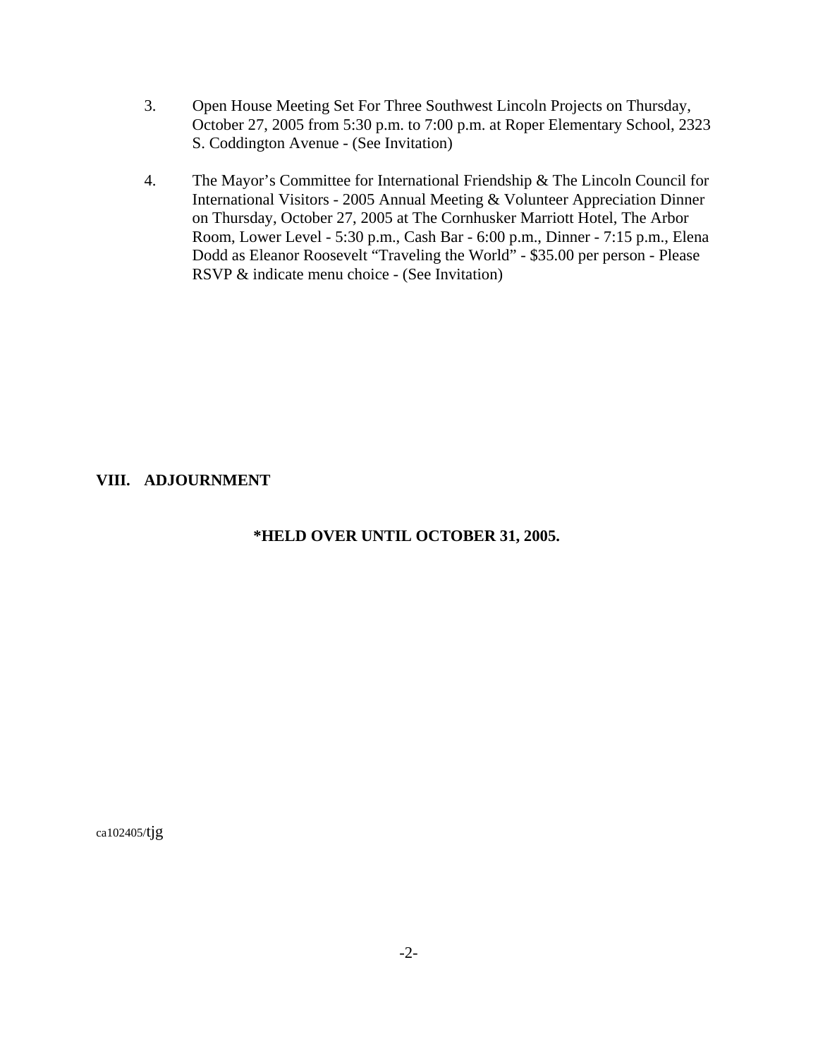3. Open House Meeting Set For Three Southwest Lincoln Projects on Thursday, October 27, 2005 from 5:30 p.m. to 7:00 p.m. at Roper Elementary School, 2323 S. Coddington Avenue - (See Invitation)

4. The Mayor's Committee for International Friendship & The Lincoln Council for International Visitors - 2005 Annual Meeting & Volunteer Appreciation Dinner on Thursday, October 27, 2005 at The Cornhusker Marriott Hotel, The Arbor Room, Lower Level - 5:30 p.m., Cash Bar - 6:00 p.m., Dinner - 7:15 p.m., Elena Dodd as Eleanor Roosevelt "Traveling the World" - $35.00 per person - Please RSVP & indicate menu choice - (See Invitation)

**VIII. ADJOURNMENT**

**\*HELD OVER UNTIL OCTOBER 31, 2005.**

ca102405/tjg